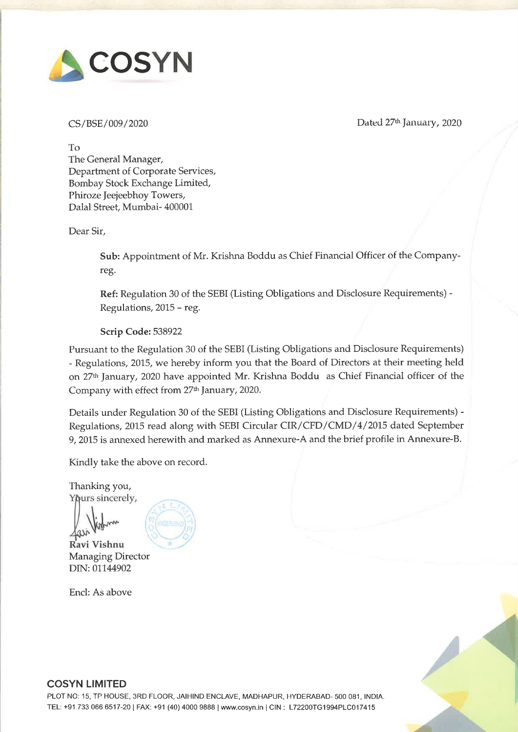# COSYN

CS/BSE/009/2020

Dated 27th January, 2020

To
The General Manager,
Department of Corporate Services,
Bombay Stock Exchange Limited,
Phiroze Jeejeebhoy Towers,
Dalal Street, Mumbai- 400001

Dear Sir,

**Sub:** Appointment of Mr. Krishna Boddu as Chief Financial Officer of the Company- reg.

**Ref:** Regulation 30 of the SEBI (Listing Obligations and Disclosure Requirements) - Regulations, 2015 – reg.

**Scrip Code:** 538922

Pursuant to the Regulation 30 of the SEBI (Listing Obligations and Disclosure Requirements) - Regulations, 2015, we hereby inform you that the Board of Directors at their meeting held on 27th January, 2020 have appointed Mr. Krishna Boddu as Chief Financial officer of the Company with effect from 27th January, 2020.

Details under Regulation 30 of the SEBI (Listing Obligations and Disclosure Requirements) - Regulations, 2015 read along with SEBI Circular CIR/CFD/CMD/4/2015 dated September 9, 2015 is annexed herewith and marked as Annexure-A and the brief profile in Annexure-B.

Kindly take the above on record.

Thanking you,
Yours sincerely,

**Ravi Vishnu**
Managing Director
DIN: 01144902

Encl: As above

**COSYN LIMITED**
PLOT NO: 15, TP HOUSE, 3RD FLOOR, JAIHIND ENCLAVE, MADHAPUR, HYDERABAD- 500 081, INDIA.
TEL: +91 733 066 6517-20 | FAX: +91 (40) 4000 9888 | www.cosyn.in | CIN : L72200TG1994PLC017415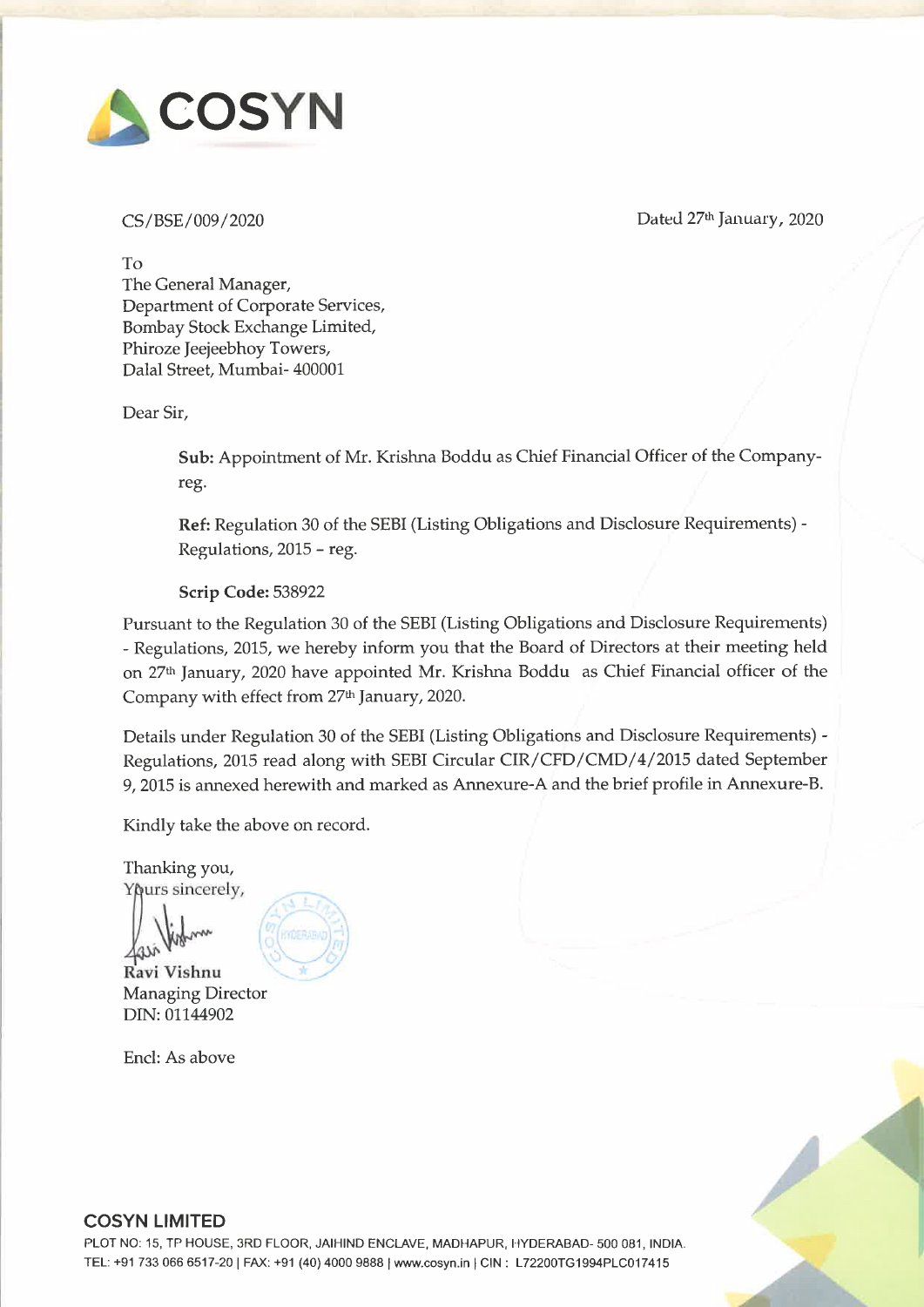COSYN

CS/BSE/009/2020

Dated 27th January, 2020

To
The General Manager,
Department of Corporate Services,
Bombay Stock Exchange Limited,
Phiroze Jeejeebhoy Towers,
Dalal Street, Mumbai- 400001

Dear Sir,

**Sub:** Appointment of Mr. Krishna Boddu as Chief Financial Officer of the Company- reg.

**Ref:** Regulation 30 of the SEBI (Listing Obligations and Disclosure Requirements) - Regulations, 2015 – reg.

**Scrip Code:** 538922

Pursuant to the Regulation 30 of the SEBI (Listing Obligations and Disclosure Requirements) - Regulations, 2015, we hereby inform you that the Board of Directors at their meeting held on 27th January, 2020 have appointed Mr. Krishna Boddu as Chief Financial officer of the Company with effect from 27th January, 2020.

Details under Regulation 30 of the SEBI (Listing Obligations and Disclosure Requirements) - Regulations, 2015 read along with SEBI Circular CIR/CFD/CMD/4/2015 dated September 9, 2015 is annexed herewith and marked as Annexure-A and the brief profile in Annexure-B.

Kindly take the above on record.

Thanking you,
Yours sincerely,

**Ravi Vishnu**
Managing Director
DIN: 01144902

Encl: As above

**COSYN LIMITED**
PLOT NO: 15, TP HOUSE, 3RD FLOOR, JAIHIND ENCLAVE, MADHAPUR, HYDERABAD- 500 081, INDIA.
TEL: +91 733 066 6517-20 | FAX: +91 (40) 4000 9888 | www.cosyn.in | CIN : L72200TG1994PLC017415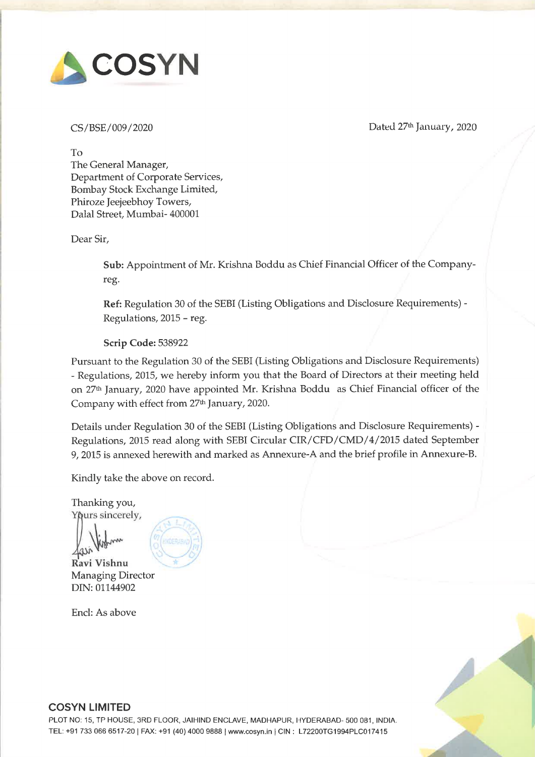# COSYN

CS/BSE/009/2020

Dated 27th January, 2020

To
The General Manager,
Department of Corporate Services,
Bombay Stock Exchange Limited,
Phiroze Jeejeebhoy Towers,
Dalal Street, Mumbai- 400001

Dear Sir,

**Sub:** Appointment of Mr. Krishna Boddu as Chief Financial Officer of the Company-reg.

**Ref:** Regulation 30 of the SEBI (Listing Obligations and Disclosure Requirements) - Regulations, 2015 – reg.

**Scrip Code:** 538922

Pursuant to the Regulation 30 of the SEBI (Listing Obligations and Disclosure Requirements) - Regulations, 2015, we hereby inform you that the Board of Directors at their meeting held on 27th January, 2020 have appointed Mr. Krishna Boddu as Chief Financial officer of the Company with effect from 27th January, 2020.

Details under Regulation 30 of the SEBI (Listing Obligations and Disclosure Requirements) - Regulations, 2015 read along with SEBI Circular CIR/CFD/CMD/4/2015 dated September 9, 2015 is annexed herewith and marked as Annexure-A and the brief profile in Annexure-B.

Kindly take the above on record.

Thanking you,
Yours sincerely,

**Ravi Vishnu**
Managing Director
DIN: 01144902

Encl: As above

**COSYN LIMITED**
PLOT NO: 15, TP HOUSE, 3RD FLOOR, JAIHIND ENCLAVE, MADHAPUR, HYDERABAD- 500 081, INDIA.
TEL: +91 733 066 6517-20 | FAX: +91 (40) 4000 9888 | www.cosyn.in | CIN : L72200TG1994PLC017415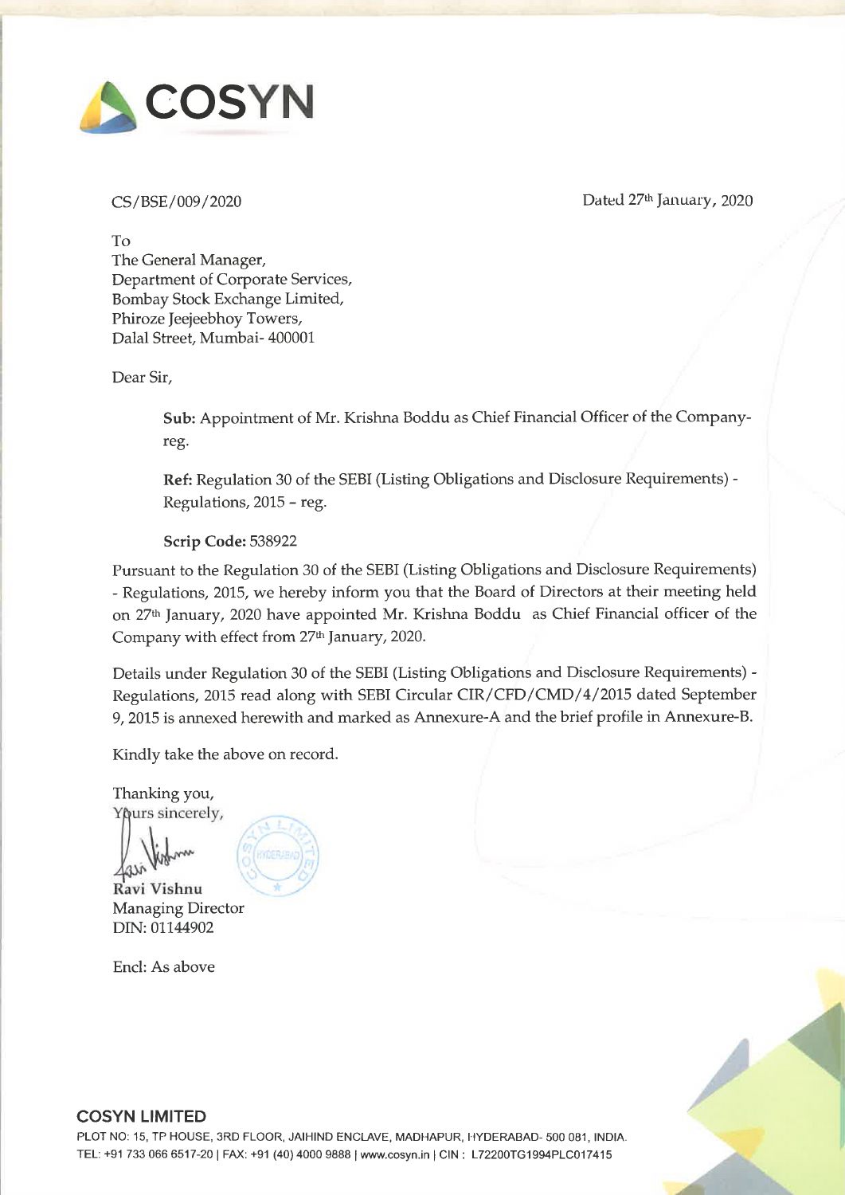# COSYN

CS/BSE/009/2020

Dated 27th January, 2020

To
The General Manager,
Department of Corporate Services,
Bombay Stock Exchange Limited,
Phiroze Jeejeebhoy Towers,
Dalal Street, Mumbai- 400001

Dear Sir,

**Sub:** Appointment of Mr. Krishna Boddu as Chief Financial Officer of the Company-reg.

**Ref:** Regulation 30 of the SEBI (Listing Obligations and Disclosure Requirements) - Regulations, 2015 – reg.

**Scrip Code:** 538922

Pursuant to the Regulation 30 of the SEBI (Listing Obligations and Disclosure Requirements) - Regulations, 2015, we hereby inform you that the Board of Directors at their meeting held on 27th January, 2020 have appointed Mr. Krishna Boddu as Chief Financial officer of the Company with effect from 27th January, 2020.

Details under Regulation 30 of the SEBI (Listing Obligations and Disclosure Requirements) - Regulations, 2015 read along with SEBI Circular CIR/CFD/CMD/4/2015 dated September 9, 2015 is annexed herewith and marked as Annexure-A and the brief profile in Annexure-B.

Kindly take the above on record.

Thanking you,
Yours sincerely,

**Ravi Vishnu**
Managing Director
DIN: 01144902

Encl: As above

**COSYN LIMITED**
PLOT NO: 15, TP HOUSE, 3RD FLOOR, JAIHIND ENCLAVE, MADHAPUR, HYDERABAD- 500 081, INDIA.
TEL: +91 733 066 6517-20 | FAX: +91 (40) 4000 9888 | www.cosyn.in | CIN : L72200TG1994PLC017415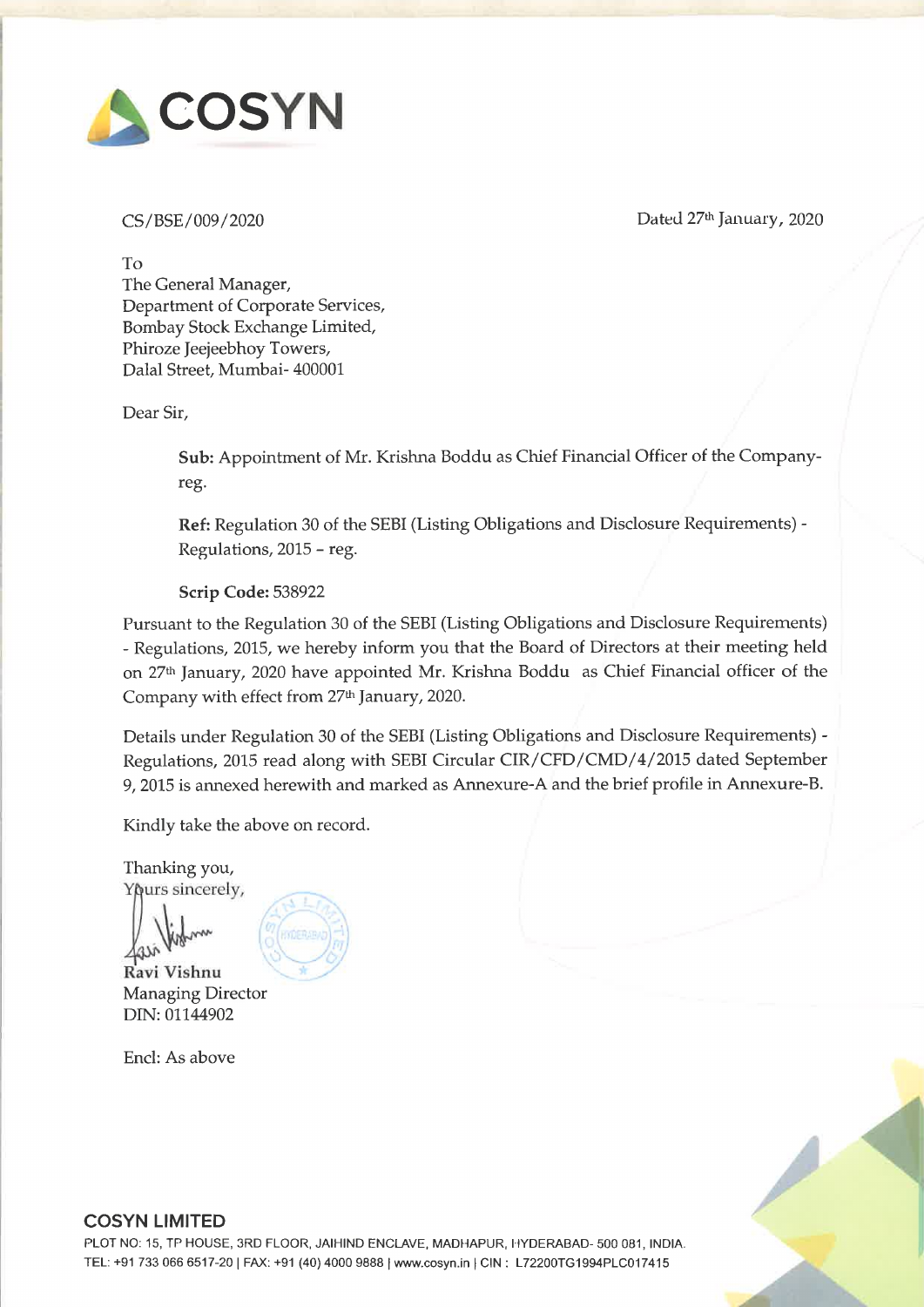# COSYN

CS/BSE/009/2020

Dated 27th January, 2020

To
The General Manager,
Department of Corporate Services,
Bombay Stock Exchange Limited,
Phiroze Jeejeebhoy Towers,
Dalal Street, Mumbai- 400001

Dear Sir,

**Sub:** Appointment of Mr. Krishna Boddu as Chief Financial Officer of the Company-reg.

**Ref:** Regulation 30 of the SEBI (Listing Obligations and Disclosure Requirements) - Regulations, 2015 – reg.

**Scrip Code:** 538922

Pursuant to the Regulation 30 of the SEBI (Listing Obligations and Disclosure Requirements) - Regulations, 2015, we hereby inform you that the Board of Directors at their meeting held on 27th January, 2020 have appointed Mr. Krishna Boddu as Chief Financial officer of the Company with effect from 27th January, 2020.

Details under Regulation 30 of the SEBI (Listing Obligations and Disclosure Requirements) - Regulations, 2015 read along with SEBI Circular CIR/CFD/CMD/4/2015 dated September 9, 2015 is annexed herewith and marked as Annexure-A and the brief profile in Annexure-B.

Kindly take the above on record.

Thanking you,
Yours sincerely,

**Ravi Vishnu**
Managing Director
DIN: 01144902

Encl: As above

**COSYN LIMITED**
PLOT NO: 15, TP HOUSE, 3RD FLOOR, JAIHIND ENCLAVE, MADHAPUR, HYDERABAD- 500 081, INDIA.
TEL: +91 733 066 6517-20 | FAX: +91 (40) 4000 9888 | www.cosyn.in | CIN : L72200TG1994PLC017415